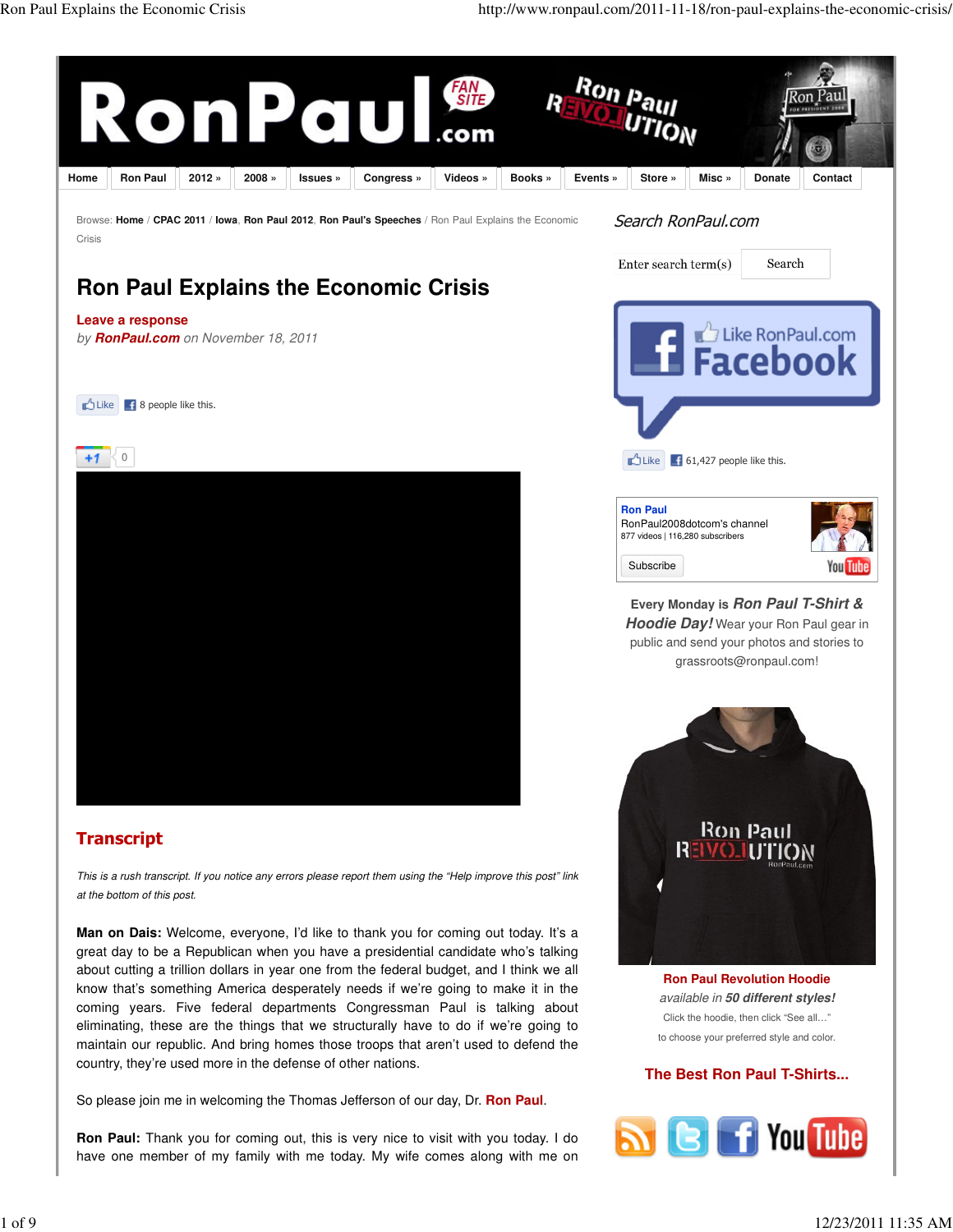Browse: **Home** / **CPAC 2011** / **Iowa**, **Ron Paul 2012**, **Ron Paul's Speeches** / Ron Paul Explains the Economic Crisis

# Ron Paul Explains the Economic Crisis

**Leave a response**

*by **RonPaul.com** on November 18, 2011*

Like 8 people like this.

+1 0

## Transcript

*This is a rush transcript. If you notice any errors please report them using the "Help improve this post" link at the bottom of this post.*

**Man on Dais:** Welcome, everyone, I'd like to thank you for coming out today. It's a great day to be a Republican when you have a presidential candidate who's talking about cutting a trillion dollars in year one from the federal budget, and I think we all know that's something America desperately needs if we're going to make it in the coming years. Five federal departments Congressman Paul is talking about eliminating, these are the things that we structurally have to do if we're going to maintain our republic. And bring homes those troops that aren't used to defend the country, they're used more in the defense of other nations.

So please join me in welcoming the Thomas Jefferson of our day, Dr. **Ron Paul**.

**Ron Paul:** Thank you for coming out, this is very nice to visit with you today. I do have one member of my family with me today. My wife comes along with me on

Search RonPaul.com

Enter search term(s) Search

Like RonPaul.com Facebook

Like 61,427 people like this.

**Ron Paul**
RonPaul2008dotcom's channel
877 videos | 116,280 subscribers
Subscribe

**Every Monday is *Ron Paul T-Shirt & Hoodie Day!*** Wear your Ron Paul gear in public and send your photos and stories to grassroots@ronpaul.com!

**Ron Paul Revolution Hoodie**
*available in **50 different styles!***
Click the hoodie, then click "See all…"
to choose your preferred style and color.

**The Best Ron Paul T-Shirts...**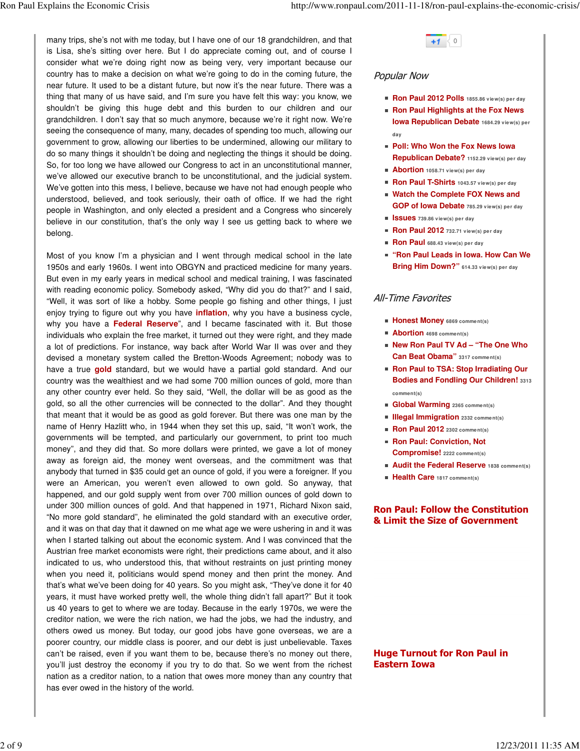many trips, she's not with me today, but I have one of our 18 grandchildren, and that is Lisa, she's sitting over here. But I do appreciate coming out, and of course I consider what we're doing right now as being very, very important because our country has to make a decision on what we're going to do in the coming future, the near future. It used to be a distant future, but now it's the near future. There was a thing that many of us have said, and I'm sure you have felt this way: you know, we shouldn't be giving this huge debt and this burden to our children and our grandchildren. I don't say that so much anymore, because we're it right now. We're seeing the consequence of many, many, decades of spending too much, allowing our government to grow, allowing our liberties to be undermined, allowing our military to do so many things it shouldn't be doing and neglecting the things it should be doing. So, for too long we have allowed our Congress to act in an unconstitutional manner, we've allowed our executive branch to be unconstitutional, and the judicial system. We've gotten into this mess, I believe, because we have not had enough people who understood, believed, and took seriously, their oath of office. If we had the right people in Washington, and only elected a president and a Congress who sincerely believe in our constitution, that's the only way I see us getting back to where we belong.

Most of you know I'm a physician and I went through medical school in the late 1950s and early 1960s. I went into OBGYN and practiced medicine for many years. But even in my early years in medical school and medical training, I was fascinated with reading economic policy. Somebody asked, "Why did you do that?" and I said, "Well, it was sort of like a hobby. Some people go fishing and other things, I just enjoy trying to figure out why you have **inflation**, why you have a business cycle, why you have a **Federal Reserve**", and I became fascinated with it. But those individuals who explain the free market, it turned out they were right, and they made a lot of predictions. For instance, way back after World War II was over and they devised a monetary system called the Bretton-Woods Agreement; nobody was to have a true **gold** standard, but we would have a partial gold standard. And our country was the wealthiest and we had some 700 million ounces of gold, more than any other country ever held. So they said, "Well, the dollar will be as good as the gold, so all the other currencies will be connected to the dollar". And they thought that meant that it would be as good as gold forever. But there was one man by the name of Henry Hazlitt who, in 1944 when they set this up, said, "It won't work, the governments will be tempted, and particularly our government, to print too much money", and they did that. So more dollars were printed, we gave a lot of money away as foreign aid, the money went overseas, and the commitment was that anybody that turned in $35 could get an ounce of gold, if you were a foreigner. If you were an American, you weren't even allowed to own gold. So anyway, that happened, and our gold supply went from over 700 million ounces of gold down to under 300 million ounces of gold. And that happened in 1971, Richard Nixon said, "No more gold standard", he eliminated the gold standard with an executive order, and it was on that day that it dawned on me what age we were ushering in and it was when I started talking out about the economic system. And I was convinced that the Austrian free market economists were right, their predictions came about, and it also indicated to us, who understood this, that without restraints on just printing money when you need it, politicians would spend money and then print the money. And that's what we've been doing for 40 years. So you might ask, "They've done it for 40 years, it must have worked pretty well, the whole thing didn't fall apart?" But it took us 40 years to get to where we are today. Because in the early 1970s, we were the creditor nation, we were the rich nation, we had the jobs, we had the industry, and others owed us money. But today, our good jobs have gone overseas, we are a poorer country, our middle class is poorer, and our debt is just unbelievable. Taxes can't be raised, even if you want them to be, because there's no money out there, you'll just destroy the economy if you try to do that. So we went from the richest nation as a creditor nation, to a nation that owes more money than any country that has ever owed in the history of the world.

*Popular Now*

- **Ron Paul 2012 Polls** 1855.86 view(s) per day
- **Ron Paul Highlights at the Fox News Iowa Republican Debate** 1684.29 view(s) per day
- **Poll: Who Won the Fox News Iowa Republican Debate?** 1152.29 view(s) per day
- **Abortion** 1058.71 view(s) per day
- **Ron Paul T-Shirts** 1043.57 view(s) per day
- **Watch the Complete FOX News and GOP of Iowa Debate** 785.29 view(s) per day
- **Issues** 739.86 view(s) per day
- **Ron Paul 2012** 732.71 view(s) per day
- **Ron Paul** 688.43 view(s) per day
- **"Ron Paul Leads in Iowa. How Can We Bring Him Down?"** 614.33 view(s) per day

*All-Time Favorites*

- **Honest Money** 6869 comment(s)
- **Abortion** 4698 comment(s)
- **New Ron Paul TV Ad – "The One Who Can Beat Obama"** 3317 comment(s)
- **Ron Paul to TSA: Stop Irradiating Our Bodies and Fondling Our Children!** 3313 comment(s)
- **Global Warming** 2365 comment(s)
- **Illegal Immigration** 2332 comment(s)
- **Ron Paul 2012** 2302 comment(s)
- **Ron Paul: Conviction, Not Compromise!** 2222 comment(s)
- **Audit the Federal Reserve** 1838 comment(s)
- **Health Care** 1817 comment(s)

**Ron Paul: Follow the Constitution & Limit the Size of Government**

**Huge Turnout for Ron Paul in Eastern Iowa**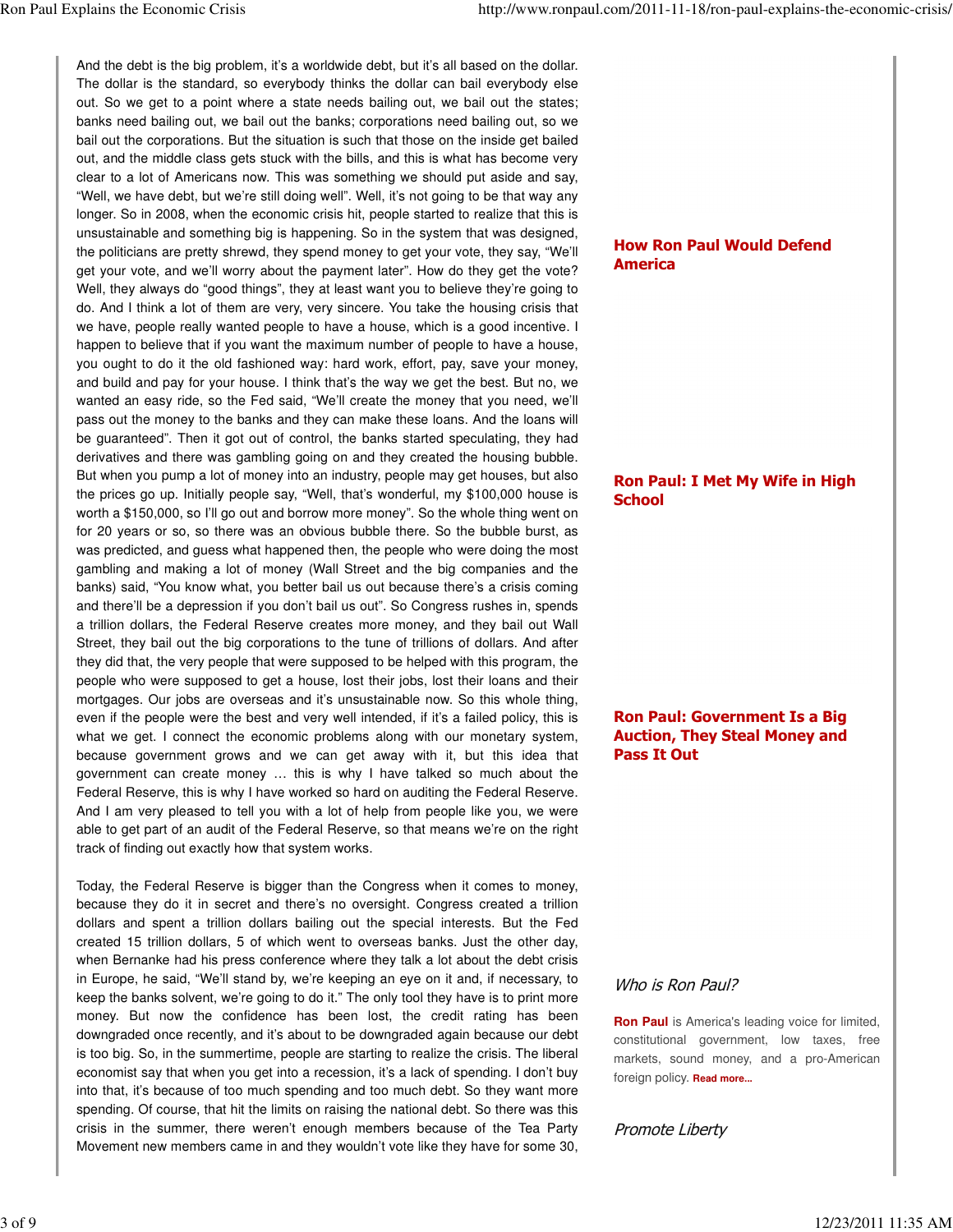And the debt is the big problem, it's a worldwide debt, but it's all based on the dollar. The dollar is the standard, so everybody thinks the dollar can bail everybody else out. So we get to a point where a state needs bailing out, we bail out the states; banks need bailing out, we bail out the banks; corporations need bailing out, so we bail out the corporations. But the situation is such that those on the inside get bailed out, and the middle class gets stuck with the bills, and this is what has become very clear to a lot of Americans now. This was something we should put aside and say, "Well, we have debt, but we're still doing well". Well, it's not going to be that way any longer. So in 2008, when the economic crisis hit, people started to realize that this is unsustainable and something big is happening. So in the system that was designed, the politicians are pretty shrewd, they spend money to get your vote, they say, "We'll get your vote, and we'll worry about the payment later". How do they get the vote? Well, they always do "good things", they at least want you to believe they're going to do. And I think a lot of them are very, very sincere. You take the housing crisis that we have, people really wanted people to have a house, which is a good incentive. I happen to believe that if you want the maximum number of people to have a house, you ought to do it the old fashioned way: hard work, effort, pay, save your money, and build and pay for your house. I think that's the way we get the best. But no, we wanted an easy ride, so the Fed said, "We'll create the money that you need, we'll pass out the money to the banks and they can make these loans. And the loans will be guaranteed". Then it got out of control, the banks started speculating, they had derivatives and there was gambling going on and they created the housing bubble. But when you pump a lot of money into an industry, people may get houses, but also the prices go up. Initially people say, "Well, that's wonderful, my $100,000 house is worth a $150,000, so I'll go out and borrow more money". So the whole thing went on for 20 years or so, so there was an obvious bubble there. So the bubble burst, as was predicted, and guess what happened then, the people who were doing the most gambling and making a lot of money (Wall Street and the big companies and the banks) said, "You know what, you better bail us out because there's a crisis coming and there'll be a depression if you don't bail us out". So Congress rushes in, spends a trillion dollars, the Federal Reserve creates more money, and they bail out Wall Street, they bail out the big corporations to the tune of trillions of dollars. And after they did that, the very people that were supposed to be helped with this program, the people who were supposed to get a house, lost their jobs, lost their loans and their mortgages. Our jobs are overseas and it's unsustainable now. So this whole thing, even if the people were the best and very well intended, if it's a failed policy, this is what we get. I connect the economic problems along with our monetary system, because government grows and we can get away with it, but this idea that government can create money … this is why I have talked so much about the Federal Reserve, this is why I have worked so hard on auditing the Federal Reserve. And I am very pleased to tell you with a lot of help from people like you, we were able to get part of an audit of the Federal Reserve, so that means we're on the right track of finding out exactly how that system works.

Today, the Federal Reserve is bigger than the Congress when it comes to money, because they do it in secret and there's no oversight. Congress created a trillion dollars and spent a trillion dollars bailing out the special interests. But the Fed created 15 trillion dollars, 5 of which went to overseas banks. Just the other day, when Bernanke had his press conference where they talk a lot about the debt crisis in Europe, he said, "We'll stand by, we're keeping an eye on it and, if necessary, to keep the banks solvent, we're going to do it." The only tool they have is to print more money. But now the confidence has been lost, the credit rating has been downgraded once recently, and it's about to be downgraded again because our debt is too big. So, in the summertime, people are starting to realize the crisis. The liberal economist say that when you get into a recession, it's a lack of spending. I don't buy into that, it's because of too much spending and too much debt. So they want more spending. Of course, that hit the limits on raising the national debt. So there was this crisis in the summer, there weren't enough members because of the Tea Party Movement new members came in and they wouldn't vote like they have for some 30,

**How Ron Paul Would Defend America**

**Ron Paul: I Met My Wife in High School**

**Ron Paul: Government Is a Big Auction, They Steal Money and Pass It Out**

*Who is Ron Paul?*

**Ron Paul** is America's leading voice for limited, constitutional government, low taxes, free markets, sound money, and a pro-American foreign policy. **Read more...**

*Promote Liberty*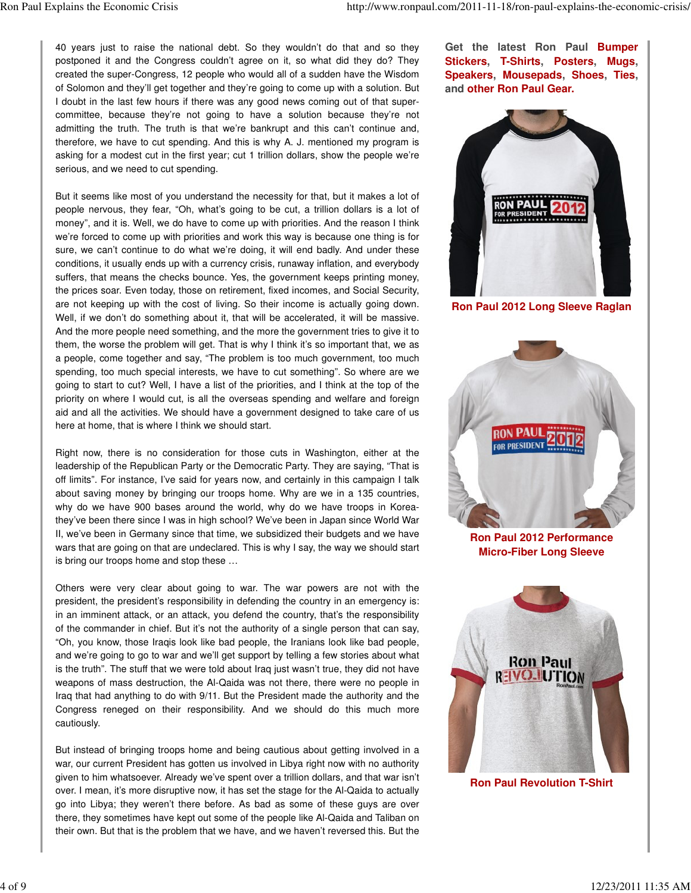40 years just to raise the national debt. So they wouldn't do that and so they postponed it and the Congress couldn't agree on it, so what did they do? They created the super-Congress, 12 people who would all of a sudden have the Wisdom of Solomon and they'll get together and they're going to come up with a solution. But I doubt in the last few hours if there was any good news coming out of that super-committee, because they're not going to have a solution because they're not admitting the truth. The truth is that we're bankrupt and this can't continue and, therefore, we have to cut spending. And this is why A. J. mentioned my program is asking for a modest cut in the first year; cut 1 trillion dollars, show the people we're serious, and we need to cut spending.

But it seems like most of you understand the necessity for that, but it makes a lot of people nervous, they fear, "Oh, what's going to be cut, a trillion dollars is a lot of money", and it is. Well, we do have to come up with priorities. And the reason I think we're forced to come up with priorities and work this way is because one thing is for sure, we can't continue to do what we're doing, it will end badly. And under these conditions, it usually ends up with a currency crisis, runaway inflation, and everybody suffers, that means the checks bounce. Yes, the government keeps printing money, the prices soar. Even today, those on retirement, fixed incomes, and Social Security, are not keeping up with the cost of living. So their income is actually going down. Well, if we don't do something about it, that will be accelerated, it will be massive. And the more people need something, and the more the government tries to give it to them, the worse the problem will get. That is why I think it's so important that, we as a people, come together and say, "The problem is too much government, too much spending, too much special interests, we have to cut something". So where are we going to start to cut? Well, I have a list of the priorities, and I think at the top of the priority on where I would cut, is all the overseas spending and welfare and foreign aid and all the activities. We should have a government designed to take care of us here at home, that is where I think we should start.

Right now, there is no consideration for those cuts in Washington, either at the leadership of the Republican Party or the Democratic Party. They are saying, "That is off limits". For instance, I've said for years now, and certainly in this campaign I talk about saving money by bringing our troops home. Why are we in a 135 countries, why do we have 900 bases around the world, why do we have troops in Korea- they've been there since I was in high school? We've been in Japan since World War II, we've been in Germany since that time, we subsidized their budgets and we have wars that are going on that are undeclared. This is why I say, the way we should start is bring our troops home and stop these …

Others were very clear about going to war. The war powers are not with the president, the president's responsibility in defending the country in an emergency is: in an imminent attack, or an attack, you defend the country, that's the responsibility of the commander in chief. But it's not the authority of a single person that can say, "Oh, you know, those Iraqis look like bad people, the Iranians look like bad people, and we're going to go to war and we'll get support by telling a few stories about what is the truth". The stuff that we were told about Iraq just wasn't true, they did not have weapons of mass destruction, the Al-Qaida was not there, there were no people in Iraq that had anything to do with 9/11. But the President made the authority and the Congress reneged on their responsibility. And we should do this much more cautiously.

But instead of bringing troops home and being cautious about getting involved in a war, our current President has gotten us involved in Libya right now with no authority given to him whatsoever. Already we've spent over a trillion dollars, and that war isn't over. I mean, it's more disruptive now, it has set the stage for the Al-Qaida to actually go into Libya; they weren't there before. As bad as some of these guys are over there, they sometimes have kept out some of the people like Al-Qaida and Taliban on their own. But that is the problem that we have, and we haven't reversed this. But the

**Get the latest Ron Paul Bumper Stickers, T-Shirts, Posters, Mugs, Speakers, Mousepads, Shoes, Ties, and other Ron Paul Gear.**

Ron Paul 2012 Long Sleeve Raglan

Ron Paul 2012 Performance Micro-Fiber Long Sleeve

Ron Paul Revolution T-Shirt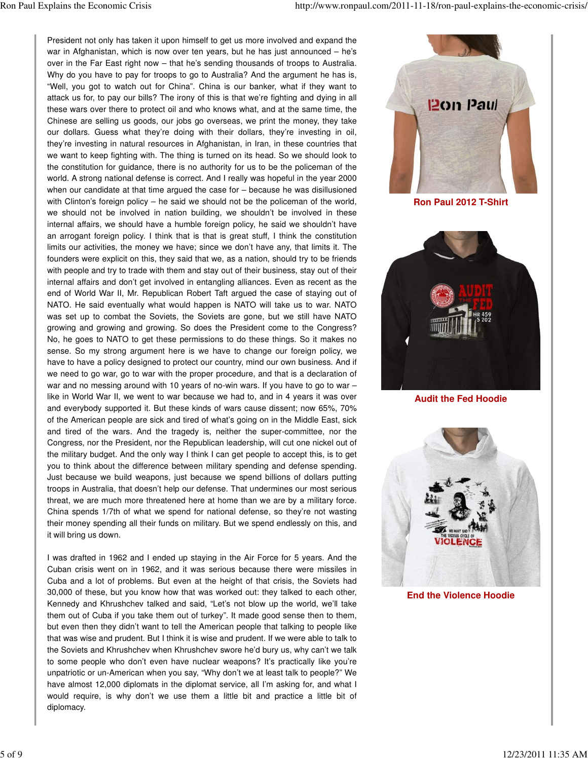President not only has taken it upon himself to get us more involved and expand the war in Afghanistan, which is now over ten years, but he has just announced – he's over in the Far East right now – that he's sending thousands of troops to Australia. Why do you have to pay for troops to go to Australia? And the argument he has is, "Well, you got to watch out for China". China is our banker, what if they want to attack us for, to pay our bills? The irony of this is that we're fighting and dying in all these wars over there to protect oil and who knows what, and at the same time, the Chinese are selling us goods, our jobs go overseas, we print the money, they take our dollars. Guess what they're doing with their dollars, they're investing in oil, they're investing in natural resources in Afghanistan, in Iran, in these countries that we want to keep fighting with. The thing is turned on its head. So we should look to the constitution for guidance, there is no authority for us to be the policeman of the world. A strong national defense is correct. And I really was hopeful in the year 2000 when our candidate at that time argued the case for – because he was disillusioned with Clinton's foreign policy – he said we should not be the policeman of the world, we should not be involved in nation building, we shouldn't be involved in these internal affairs, we should have a humble foreign policy, he said we shouldn't have an arrogant foreign policy. I think that is that is great stuff, I think the constitution limits our activities, the money we have; since we don't have any, that limits it. The founders were explicit on this, they said that we, as a nation, should try to be friends with people and try to trade with them and stay out of their business, stay out of their internal affairs and don't get involved in entangling alliances. Even as recent as the end of World War II, Mr. Republican Robert Taft argued the case of staying out of NATO. He said eventually what would happen is NATO will take us to war. NATO was set up to combat the Soviets, the Soviets are gone, but we still have NATO growing and growing and growing. So does the President come to the Congress? No, he goes to NATO to get these permissions to do these things. So it makes no sense. So my strong argument here is we have to change our foreign policy, we have to have a policy designed to protect our country, mind our own business. And if we need to go war, go to war with the proper procedure, and that is a declaration of war and no messing around with 10 years of no-win wars. If you have to go to war – like in World War II, we went to war because we had to, and in 4 years it was over and everybody supported it. But these kinds of wars cause dissent; now 65%, 70% of the American people are sick and tired of what's going on in the Middle East, sick and tired of the wars. And the tragedy is, neither the super-committee, nor the Congress, nor the President, nor the Republican leadership, will cut one nickel out of the military budget. And the only way I think I can get people to accept this, is to get you to think about the difference between military spending and defense spending. Just because we build weapons, just because we spend billions of dollars putting troops in Australia, that doesn't help our defense. That undermines our most serious threat, we are much more threatened here at home than we are by a military force. China spends 1/7th of what we spend for national defense, so they're not wasting their money spending all their funds on military. But we spend endlessly on this, and it will bring us down.

I was drafted in 1962 and I ended up staying in the Air Force for 5 years. And the Cuban crisis went on in 1962, and it was serious because there were missiles in Cuba and a lot of problems. But even at the height of that crisis, the Soviets had 30,000 of these, but you know how that was worked out: they talked to each other, Kennedy and Khrushchev talked and said, "Let's not blow up the world, we'll take them out of Cuba if you take them out of turkey". It made good sense then to them, but even then they didn't want to tell the American people that talking to people like that was wise and prudent. But I think it is wise and prudent. If we were able to talk to the Soviets and Khrushchev when Khrushchev swore he'd bury us, why can't we talk to some people who don't even have nuclear weapons? It's practically like you're unpatriotic or un-American when you say, "Why don't we at least talk to people?" We have almost 12,000 diplomats in the diplomat service, all I'm asking for, and what I would require, is why don't we use them a little bit and practice a little bit of diplomacy.

**Ron Paul 2012 T-Shirt**

**Audit the Fed Hoodie**

**End the Violence Hoodie**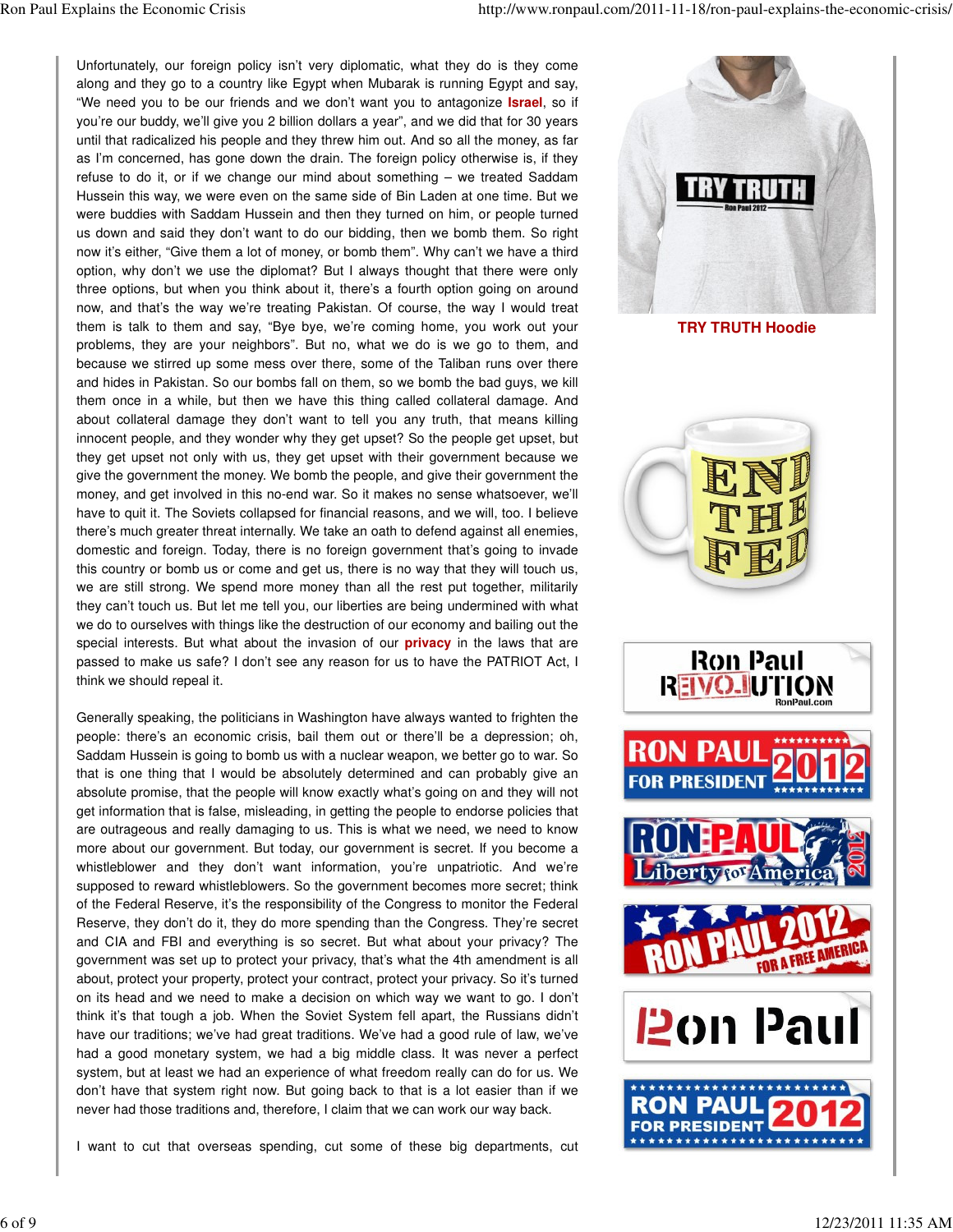Unfortunately, our foreign policy isn't very diplomatic, what they do is they come along and they go to a country like Egypt when Mubarak is running Egypt and say, "We need you to be our friends and we don't want you to antagonize **Israel**, so if you're our buddy, we'll give you 2 billion dollars a year", and we did that for 30 years until that radicalized his people and they threw him out. And so all the money, as far as I'm concerned, has gone down the drain. The foreign policy otherwise is, if they refuse to do it, or if we change our mind about something – we treated Saddam Hussein this way, we were even on the same side of Bin Laden at one time. But we were buddies with Saddam Hussein and then they turned on him, or people turned us down and said they don't want to do our bidding, then we bomb them. So right now it's either, "Give them a lot of money, or bomb them". Why can't we have a third option, why don't we use the diplomat? But I always thought that there were only three options, but when you think about it, there's a fourth option going on around now, and that's the way we're treating Pakistan. Of course, the way I would treat them is talk to them and say, "Bye bye, we're coming home, you work out your problems, they are your neighbors". But no, what we do is we go to them, and because we stirred up some mess over there, some of the Taliban runs over there and hides in Pakistan. So our bombs fall on them, so we bomb the bad guys, we kill them once in a while, but then we have this thing called collateral damage. And about collateral damage they don't want to tell you any truth, that means killing innocent people, and they wonder why they get upset? So the people get upset, but they get upset not only with us, they get upset with their government because we give the government the money. We bomb the people, and give their government the money, and get involved in this no-end war. So it makes no sense whatsoever, we'll have to quit it. The Soviets collapsed for financial reasons, and we will, too. I believe there's much greater threat internally. We take an oath to defend against all enemies, domestic and foreign. Today, there is no foreign government that's going to invade this country or bomb us or come and get us, there is no way that they will touch us, we are still strong. We spend more money than all the rest put together, militarily they can't touch us. But let me tell you, our liberties are being undermined with what we do to ourselves with things like the destruction of our economy and bailing out the special interests. But what about the invasion of our **privacy** in the laws that are passed to make us safe? I don't see any reason for us to have the PATRIOT Act, I think we should repeal it.

Generally speaking, the politicians in Washington have always wanted to frighten the people: there's an economic crisis, bail them out or there'll be a depression; oh, Saddam Hussein is going to bomb us with a nuclear weapon, we better go to war. So that is one thing that I would be absolutely determined and can probably give an absolute promise, that the people will know exactly what's going on and they will not get information that is false, misleading, in getting the people to endorse policies that are outrageous and really damaging to us. This is what we need, we need to know more about our government. But today, our government is secret. If you become a whistleblower and they don't want information, you're unpatriotic. And we're supposed to reward whistleblowers. So the government becomes more secret; think of the Federal Reserve, it's the responsibility of the Congress to monitor the Federal Reserve, they don't do it, they do more spending than the Congress. They're secret and CIA and FBI and everything is so secret. But what about your privacy? The government was set up to protect your privacy, that's what the 4th amendment is all about, protect your property, protect your contract, protect your privacy. So it's turned on its head and we need to make a decision on which way we want to go. I don't think it's that tough a job. When the Soviet System fell apart, the Russians didn't have our traditions; we've had great traditions. We've had a good rule of law, we've had a good monetary system, we had a big middle class. It was never a perfect system, but at least we had an experience of what freedom really can do for us. We don't have that system right now. But going back to that is a lot easier than if we never had those traditions and, therefore, I claim that we can work our way back.

I want to cut that overseas spending, cut some of these big departments, cut

TRY TRUTH Hoodie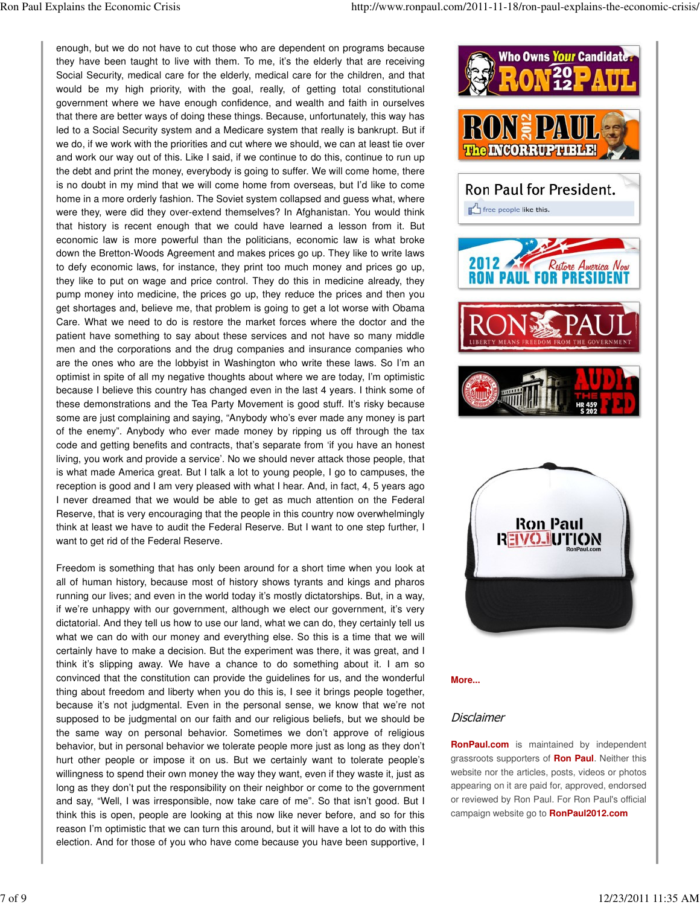enough, but we do not have to cut those who are dependent on programs because they have been taught to live with them. To me, it's the elderly that are receiving Social Security, medical care for the elderly, medical care for the children, and that would be my high priority, with the goal, really, of getting total constitutional government where we have enough confidence, and wealth and faith in ourselves that there are better ways of doing these things. Because, unfortunately, this way has led to a Social Security system and a Medicare system that really is bankrupt. But if we do, if we work with the priorities and cut where we should, we can at least tie over and work our way out of this. Like I said, if we continue to do this, continue to run up the debt and print the money, everybody is going to suffer. We will come home, there is no doubt in my mind that we will come home from overseas, but I'd like to come home in a more orderly fashion. The Soviet system collapsed and guess what, where were they, were did they over-extend themselves? In Afghanistan. You would think that history is recent enough that we could have learned a lesson from it. But economic law is more powerful than the politicians, economic law is what broke down the Bretton-Woods Agreement and makes prices go up. They like to write laws to defy economic laws, for instance, they print too much money and prices go up, they like to put on wage and price control. They do this in medicine already, they pump money into medicine, the prices go up, they reduce the prices and then you get shortages and, believe me, that problem is going to get a lot worse with Obama Care. What we need to do is restore the market forces where the doctor and the patient have something to say about these services and not have so many middle men and the corporations and the drug companies and insurance companies who are the ones who are the lobbyist in Washington who write these laws. So I'm an optimist in spite of all my negative thoughts about where we are today, I'm optimistic because I believe this country has changed even in the last 4 years. I think some of these demonstrations and the Tea Party Movement is good stuff. It's risky because some are just complaining and saying, "Anybody who's ever made any money is part of the enemy". Anybody who ever made money by ripping us off through the tax code and getting benefits and contracts, that's separate from 'if you have an honest living, you work and provide a service'. No we should never attack those people, that is what made America great. But I talk a lot to young people, I go to campuses, the reception is good and I am very pleased with what I hear. And, in fact, 4, 5 years ago I never dreamed that we would be able to get as much attention on the Federal Reserve, that is very encouraging that the people in this country now overwhelmingly think at least we have to audit the Federal Reserve. But I want to one step further, I want to get rid of the Federal Reserve.

Freedom is something that has only been around for a short time when you look at all of human history, because most of history shows tyrants and kings and pharos running our lives; and even in the world today it's mostly dictatorships. But, in a way, if we're unhappy with our government, although we elect our government, it's very dictatorial. And they tell us how to use our land, what we can do, they certainly tell us what we can do with our money and everything else. So this is a time that we will certainly have to make a decision. But the experiment was there, it was great, and I think it's slipping away. We have a chance to do something about it. I am so convinced that the constitution can provide the guidelines for us, and the wonderful thing about freedom and liberty when you do this is, I see it brings people together, because it's not judgmental. Even in the personal sense, we know that we're not supposed to be judgmental on our faith and our religious beliefs, but we should be the same way on personal behavior. Sometimes we don't approve of religious behavior, but in personal behavior we tolerate people more just as long as they don't hurt other people or impose it on us. But we certainly want to tolerate people's willingness to spend their own money the way they want, even if they waste it, just as long as they don't put the responsibility on their neighbor or come to the government and say, "Well, I was irresponsible, now take care of me". So that isn't good. But I think this is open, people are looking at this now like never before, and so for this reason I'm optimistic that we can turn this around, but it will have a lot to do with this election. And for those of you who have come because you have been supportive, I

More...

*Disclaimer*

**RonPaul.com** is maintained by independent grassroots supporters of **Ron Paul**. Neither this website nor the articles, posts, videos or photos appearing on it are paid for, approved, endorsed or reviewed by Ron Paul. For Ron Paul's official campaign website go to **RonPaul2012.com**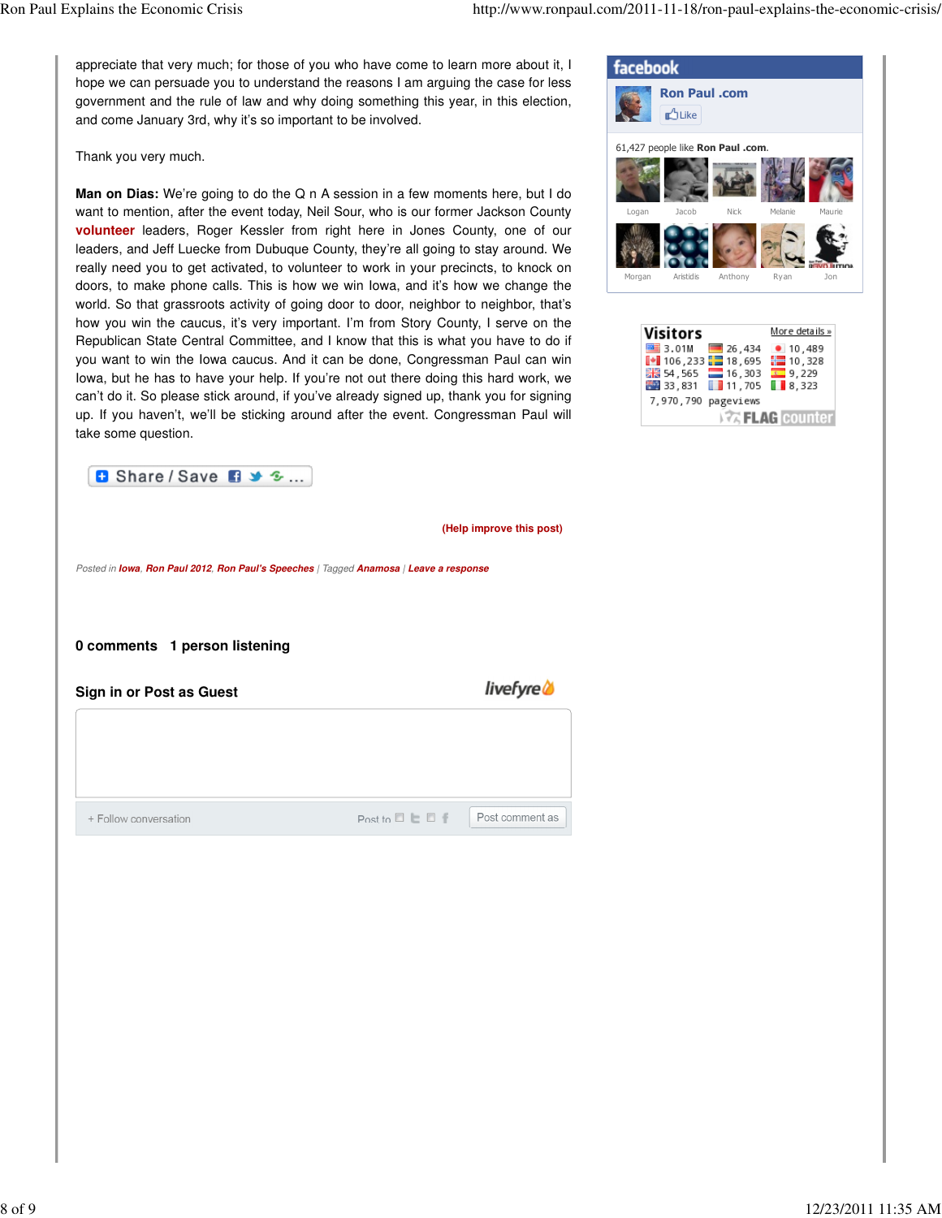appreciate that very much; for those of you who have come to learn more about it, I hope we can persuade you to understand the reasons I am arguing the case for less government and the rule of law and why doing something this year, in this election, and come January 3rd, why it's so important to be involved.

Thank you very much.

**Man on Dias:** We're going to do the Q n A session in a few moments here, but I do want to mention, after the event today, Neil Sour, who is our former Jackson County **volunteer** leaders, Roger Kessler from right here in Jones County, one of our leaders, and Jeff Luecke from Dubuque County, they're all going to stay around. We really need you to get activated, to volunteer to work in your precincts, to knock on doors, to make phone calls. This is how we win Iowa, and it's how we change the world. So that grassroots activity of going door to door, neighbor to neighbor, that's how you win the caucus, it's very important. I'm from Story County, I serve on the Republican State Central Committee, and I know that this is what you have to do if you want to win the Iowa caucus. And it can be done, Congressman Paul can win Iowa, but he has to have your help. If you're not out there doing this hard work, we can't do it. So please stick around, if you've already signed up, thank you for signing up. If you haven't, we'll be sticking around after the event. Congressman Paul will take some question.

Share / Save

(Help improve this post)

*Posted in* ***Iowa***, ***Ron Paul 2012***, ***Ron Paul's Speeches*** | *Tagged* ***Anamosa*** | ***Leave a response***

**0 comments 1 person listening**

**Sign in or Post as Guest**

livefyre

+ Follow conversation Post to Post comment as

facebook

Ron Paul .com

Like

61,427 people like **Ron Paul .com**.

Logan Jacob Nick Melanie Maurie Morgan Aristidis Anthony Ryan Jon

Visitors More details »

| | | |
|---|---|---|
| 3.01M | 26,434 | 10,489 |
| 106,233 | 18,695 | 10,328 |
| 54,565 | 16,303 | 9,229 |
| 33,831 | 11,705 | 8,323 |

7,970,790 pageviews

FLAG counter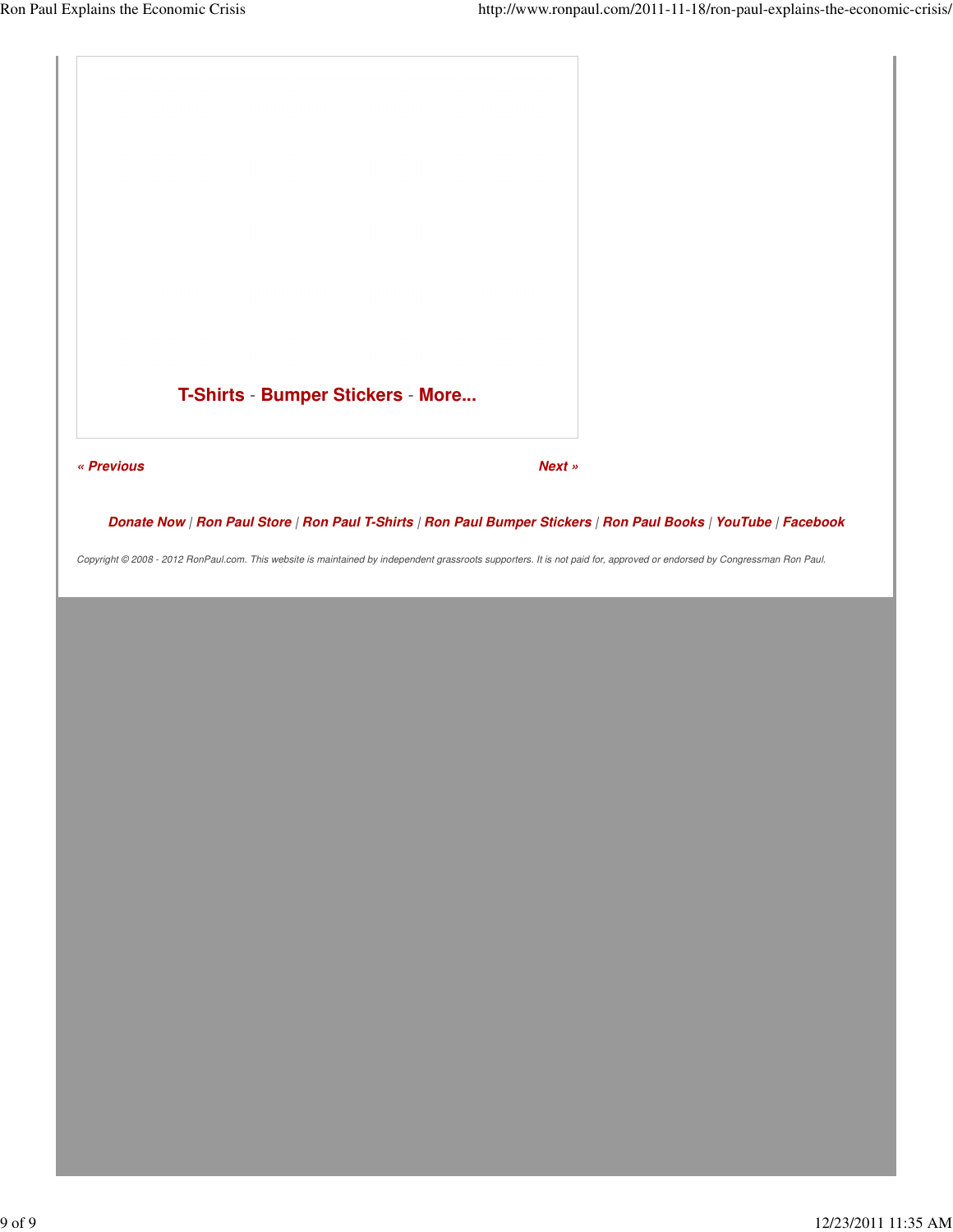**T-Shirts** - **Bumper Stickers** - **More...**

***« Previous*** ***Next »***

***Donate Now*** | ***Ron Paul Store*** | ***Ron Paul T-Shirts*** | ***Ron Paul Bumper Stickers*** | ***Ron Paul Books*** | ***YouTube*** | ***Facebook***

*Copyright © 2008 - 2012 RonPaul.com. This website is maintained by independent grassroots supporters. It is not paid for, approved or endorsed by Congressman Ron Paul.*